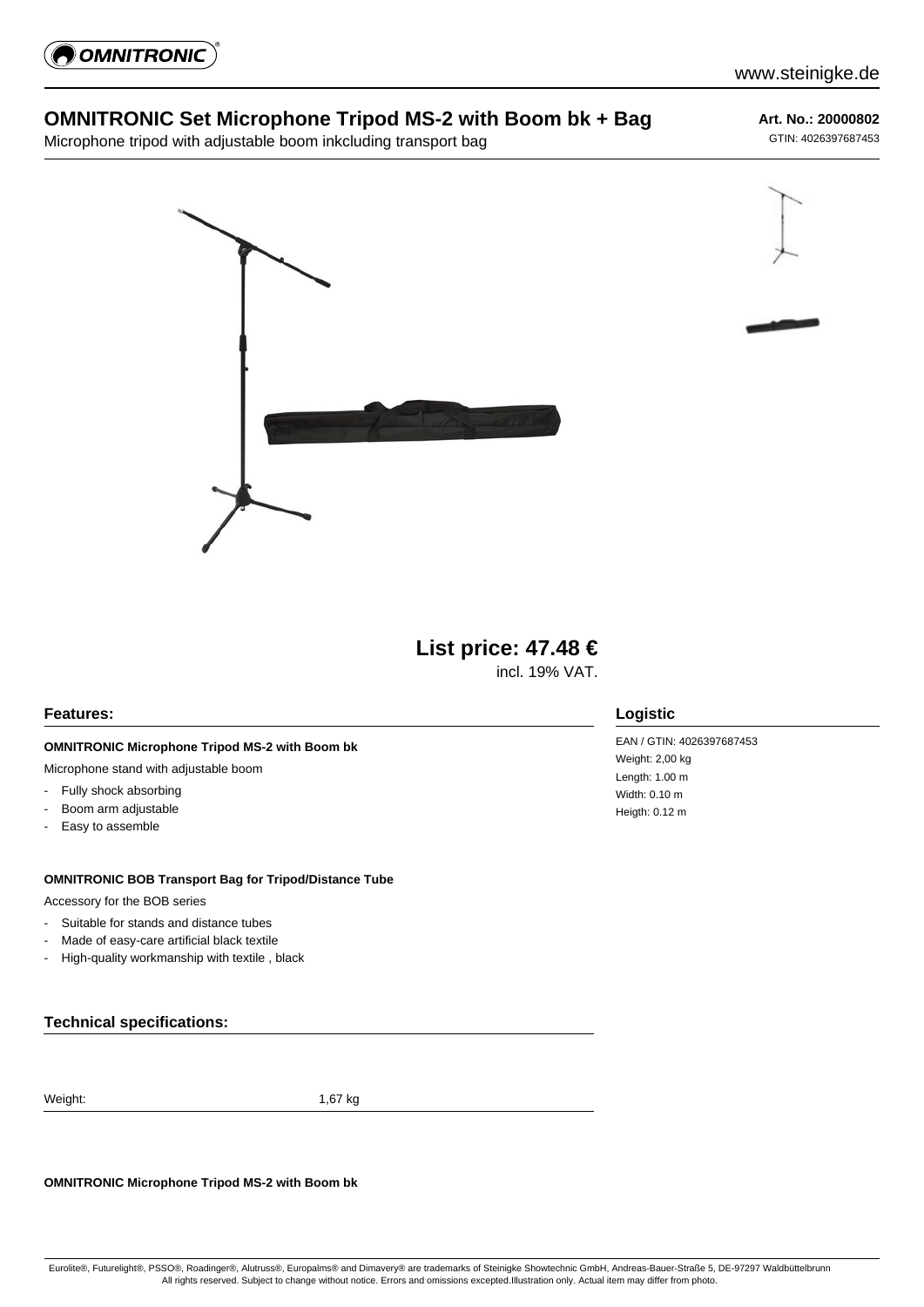# OMNITRONIC Set Microphone Tripod MS-2 with Boom bk + Bag

Microphone tripod with adjustable boom inkcluding transport bag

**Art. No.: 20000802**

GTIN: 4026397687453

## List price: 47.48 €

incl. 19% VAT.

## Features:

**OMNITRONIC Microphone Tripod MS-2 with Boom bk**

Microphone stand with adjustable boom

- Fully shock absorbing
- Boom arm adjustable
- Easy to assemble

**OMNITRONIC BOB Transport Bag for Tripod/Distance Tube**

Accessory for the BOB series

- Suitable for stands and distance tubes
- Made of easy-care artificial black textile
- High-quality workmanship with textile , black

## Logistic

EAN / GTIN: 4026397687453

Weight: 2,00 kg

Length: 1.00 m

Width: 0.10 m

Heigth: 0.12 m

## Technical specifications:

| Weight: | 1,67 kg |
| --- | --- |

**OMNITRONIC Microphone Tripod MS-2 with Boom bk**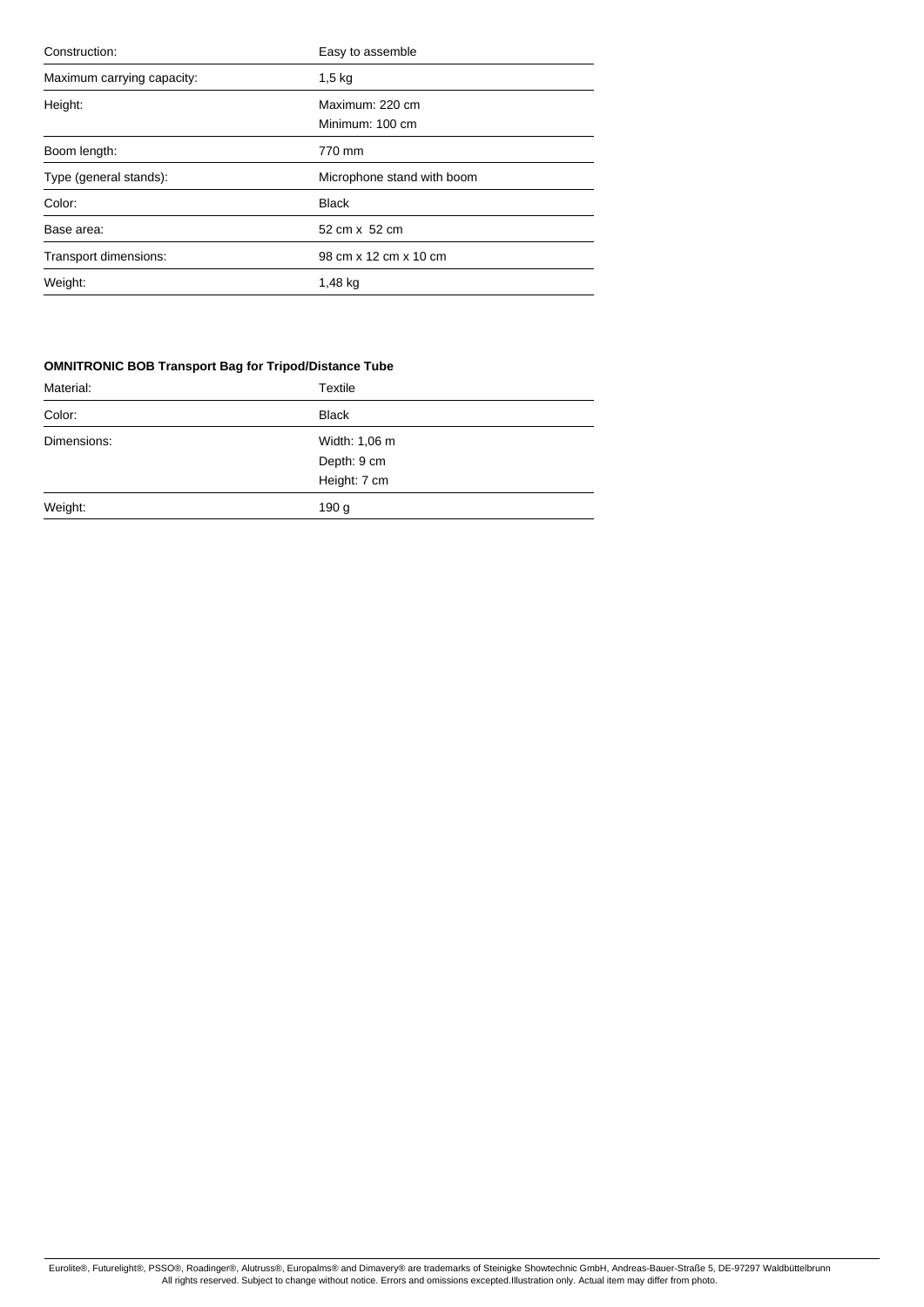| | |
|---|---|
| Construction: | Easy to assemble |
| Maximum carrying capacity: | 1,5 kg |
| Height: | Maximum: 220 cm<br>Minimum: 100 cm |
| Boom length: | 770 mm |
| Type (general stands): | Microphone stand with boom |
| Color: | Black |
| Base area: | 52 cm x 52 cm |
| Transport dimensions: | 98 cm x 12 cm x 10 cm |
| Weight: | 1,48 kg |

**OMNITRONIC BOB Transport Bag for Tripod/Distance Tube**

| | |
|---|---|
| Material: | Textile |
| Color: | Black |
| Dimensions: | Width: 1,06 m<br>Depth: 9 cm<br>Height: 7 cm |
| Weight: | 190 g |

Eurolite®, Futurelight®, PSSO®, Roadinger®, Alutruss®, Europalms® and Dimavery® are trademarks of Steinigke Showtechnic GmbH, Andreas-Bauer-Straße 5, DE-97297 Waldbüttelbrunn
All rights reserved. Subject to change without notice. Errors and omissions excepted.Illustration only. Actual item may differ from photo.